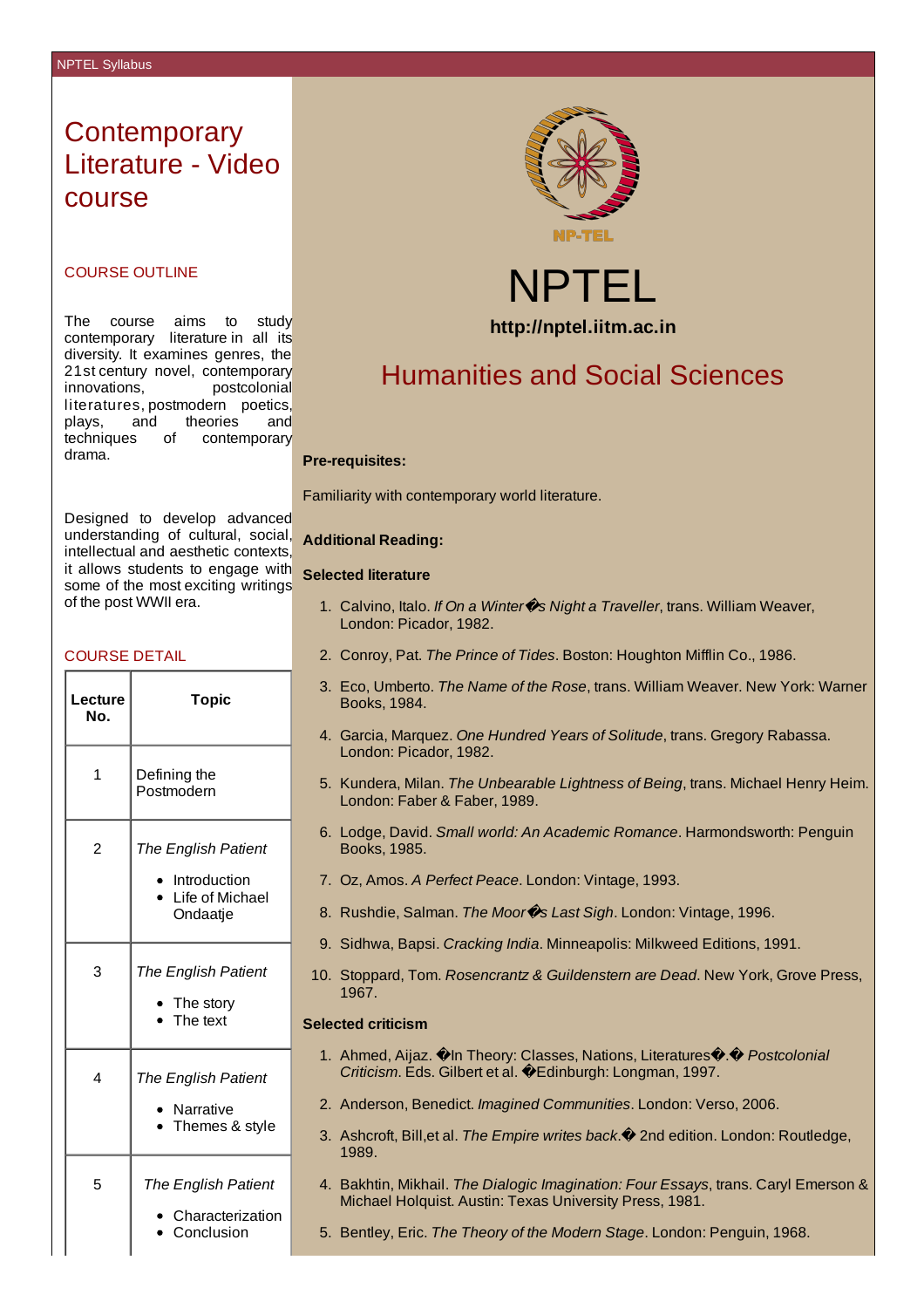# Contemporary Literature - Video course

## COURSE OUTLINE

The course aims to study contemporary literature in all its diversity. It examines genres, the 21st century novel, contemporary innovations, postcolonial literatures, postmodern poetics, plays, and theories and techniques of contemporary drama.

Designed to develop advanced understanding of cultural, social, intellectual and aesthetic contexts, it allows students to engage with some of the most exciting writings of the post WWII era.

## COURSE DETAIL

| Lecture No. | Topic |
|---|---|
| 1 | Defining the Postmodern |
| 2 | *The English Patient*<br>• Introduction<br>• Life of Michael Ondaatje |
| 3 | *The English Patient*<br>• The story<br>• The text |
| 4 | *The English Patient*<br>• Narrative<br>• Themes & style |
| 5 | *The English Patient*<br>• Characterization<br>• Conclusion |

# NPTEL

**http://nptel.iitm.ac.in**

## Humanities and Social Sciences

**Pre-requisites:**

Familiarity with contemporary world literature.

**Additional Reading:**

**Selected literature**

1. Calvino, Italo. *If On a Winter�s Night a Traveller*, trans. William Weaver, London: Picador, 1982.
2. Conroy, Pat. *The Prince of Tides*. Boston: Houghton Mifflin Co., 1986.
3. Eco, Umberto. *The Name of the Rose*, trans. William Weaver. New York: Warner Books, 1984.
4. Garcia, Marquez. *One Hundred Years of Solitude*, trans. Gregory Rabassa. London: Picador, 1982.
5. Kundera, Milan. *The Unbearable Lightness of Being*, trans. Michael Henry Heim. London: Faber & Faber, 1989.
6. Lodge, David. *Small world: An Academic Romance*. Harmondsworth: Penguin Books, 1985.
7. Oz, Amos. *A Perfect Peace*. London: Vintage, 1993.
8. Rushdie, Salman. *The Moor�s Last Sigh*. London: Vintage, 1996.
9. Sidhwa, Bapsi. *Cracking India*. Minneapolis: Milkweed Editions, 1991.
10. Stoppard, Tom. *Rosencrantz & Guildenstern are Dead*. New York, Grove Press, 1967.

**Selected criticism**

1. Ahmed, Aijaz. �In Theory: Classes, Nations, Literatures�.� *Postcolonial Criticism*. Eds. Gilbert et al. �Edinburgh: Longman, 1997.
2. Anderson, Benedict. *Imagined Communities*. London: Verso, 2006.
3. Ashcroft, Bill,et al. *The Empire writes back*.� 2nd edition. London: Routledge, 1989.
4. Bakhtin, Mikhail. *The Dialogic Imagination: Four Essays*, trans. Caryl Emerson & Michael Holquist. Austin: Texas University Press, 1981.
5. Bentley, Eric. *The Theory of the Modern Stage*. London: Penguin, 1968.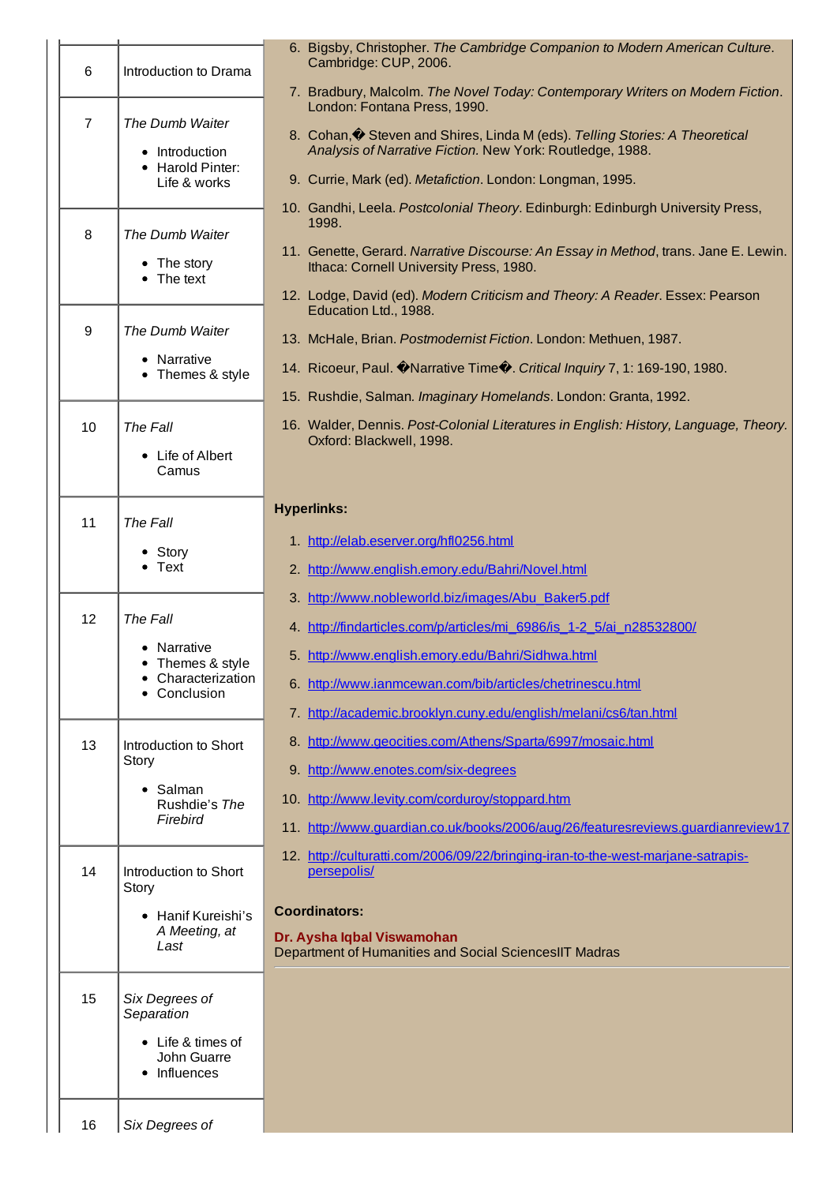| | |
|---|---|
| 6 | Introduction to Drama |
| 7 | *The Dumb Waiter*<br>• Introduction<br>• Harold Pinter: Life & works |
| 8 | *The Dumb Waiter*<br>• The story<br>• The text |
| 9 | *The Dumb Waiter*<br>• Narrative<br>• Themes & style |
| 10 | *The Fall*<br>• Life of Albert Camus |
| 11 | *The Fall*<br>• Story<br>• Text |
| 12 | *The Fall*<br>• Narrative<br>• Themes & style<br>• Characterization<br>• Conclusion |
| 13 | Introduction to Short Story<br>• Salman Rushdie's *The Firebird* |
| 14 | Introduction to Short Story<br>• Hanif Kureishi's *A Meeting, at Last* |
| 15 | *Six Degrees of Separation*<br>• Life & times of John Guarre<br>• Influences |
| 16 | *Six Degrees of* |

6. Bigsby, Christopher. *The Cambridge Companion to Modern American Culture*. Cambridge: CUP, 2006.
7. Bradbury, Malcolm. *The Novel Today: Contemporary Writers on Modern Fiction*. London: Fontana Press, 1990.
8. Cohan,� Steven and Shires, Linda M (eds). *Telling Stories: A Theoretical Analysis of Narrative Fiction*. New York: Routledge, 1988.
9. Currie, Mark (ed). *Metafiction*. London: Longman, 1995.
10. Gandhi, Leela. *Postcolonial Theory*. Edinburgh: Edinburgh University Press, 1998.
11. Genette, Gerard. *Narrative Discourse: An Essay in Method*, trans. Jane E. Lewin. Ithaca: Cornell University Press, 1980.
12. Lodge, David (ed). *Modern Criticism and Theory: A Reader*. Essex: Pearson Education Ltd., 1988.
13. McHale, Brian. *Postmodernist Fiction*. London: Methuen, 1987.
14. Ricoeur, Paul. �Narrative Time�. *Critical Inquiry* 7, 1: 169-190, 1980.
15. Rushdie, Salman. *Imaginary Homelands*. London: Granta, 1992.
16. Walder, Dennis. *Post-Colonial Literatures in English: History, Language, Theory*. Oxford: Blackwell, 1998.

**Hyperlinks:**

1. http://elab.eserver.org/hfl0256.html
2. http://www.english.emory.edu/Bahri/Novel.html
3. http://www.nobleworld.biz/images/Abu_Baker5.pdf
4. http://findarticles.com/p/articles/mi_6986/is_1-2_5/ai_n28532800/
5. http://www.english.emory.edu/Bahri/Sidhwa.html
6. http://www.ianmcewan.com/bib/articles/chetrinescu.html
7. http://academic.brooklyn.cuny.edu/english/melani/cs6/tan.html
8. http://www.geocities.com/Athens/Sparta/6997/mosaic.html
9. http://www.enotes.com/six-degrees
10. http://www.levity.com/corduroy/stoppard.htm
11. http://www.guardian.co.uk/books/2006/aug/26/featuresreviews.guardianreview17
12. http://culturatti.com/2006/09/22/bringing-iran-to-the-west-marjane-satrapis-persepolis/

**Coordinators:**

**Dr. Aysha Iqbal Viswamohan**
Department of Humanities and Social SciencesIIT Madras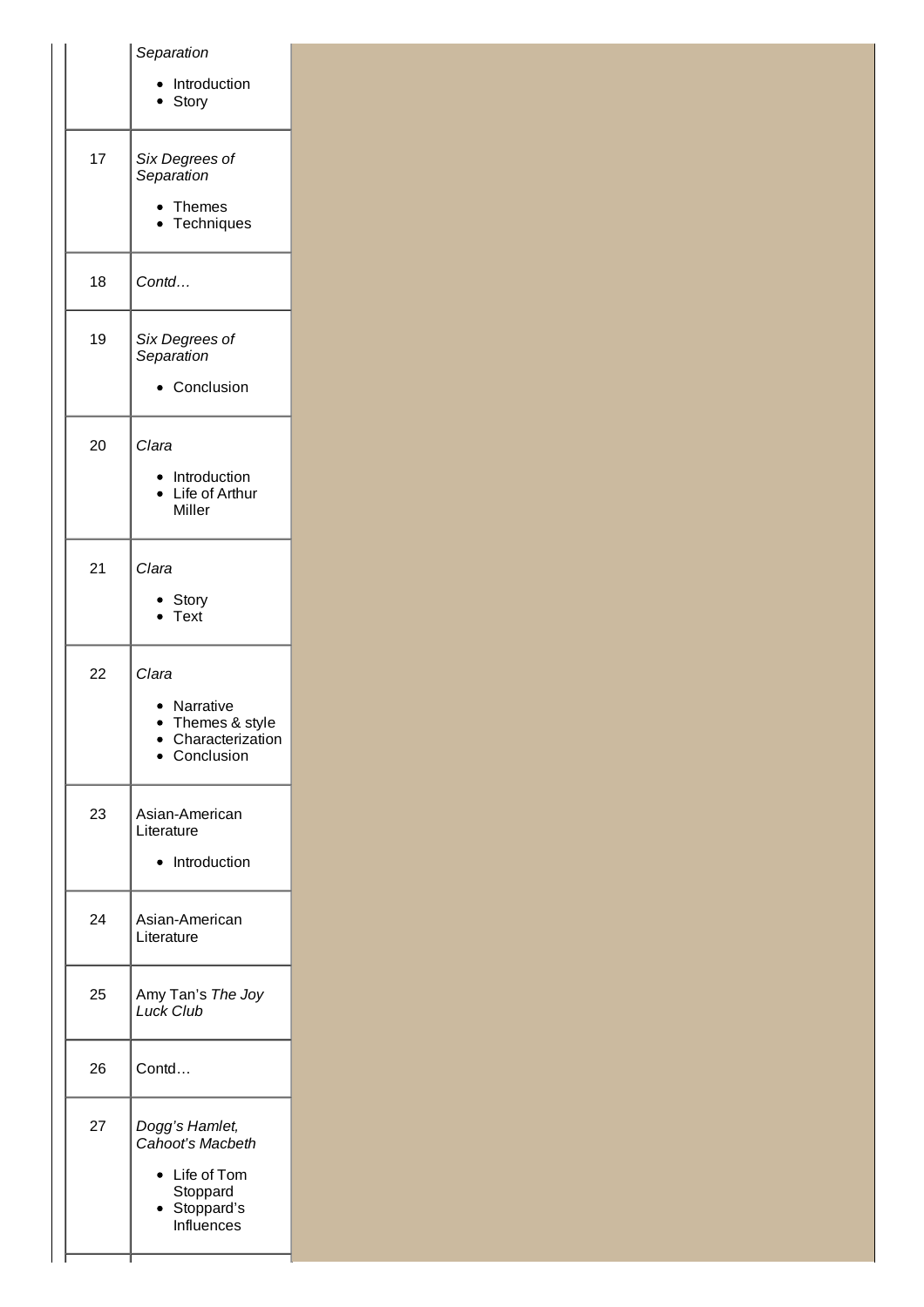| | |
|---|---|
| | *Separation*<br>• Introduction<br>• Story |
| 17 | *Six Degrees of Separation*<br>• Themes<br>• Techniques |
| 18 | *Contd…* |
| 19 | *Six Degrees of Separation*<br>• Conclusion |
| 20 | *Clara*<br>• Introduction<br>• Life of Arthur Miller |
| 21 | *Clara*<br>• Story<br>• Text |
| 22 | *Clara*<br>• Narrative<br>• Themes & style<br>• Characterization<br>• Conclusion |
| 23 | Asian-American Literature<br>• Introduction |
| 24 | Asian-American Literature |
| 25 | Amy Tan's *The Joy Luck Club* |
| 26 | Contd… |
| 27 | *Dogg's Hamlet, Cahoot's Macbeth*<br>• Life of Tom Stoppard<br>• Stoppard's Influences |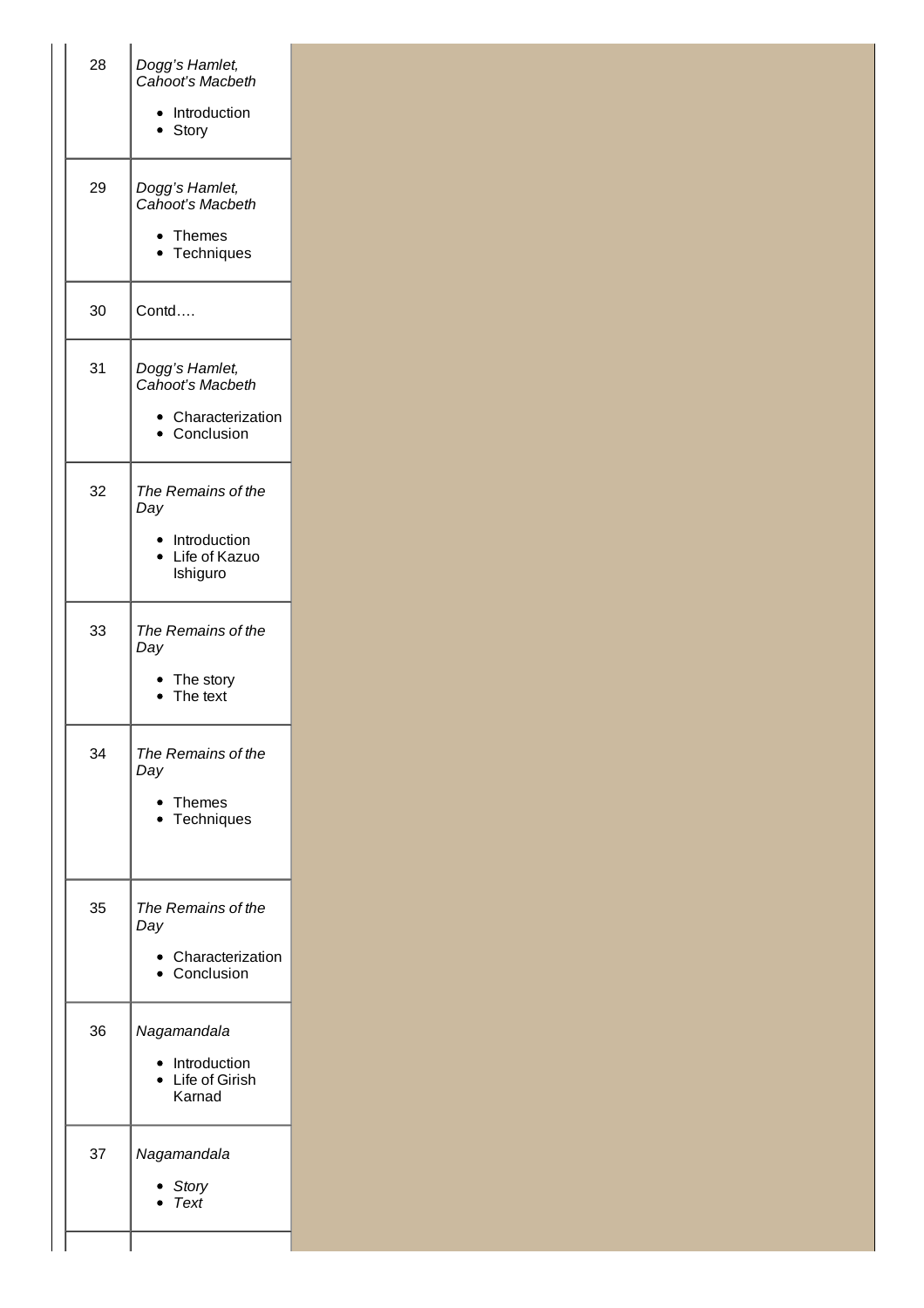| | | |
|---|---|---|
| 28 | *Dogg's Hamlet, Cahoot's Macbeth*<br>• Introduction<br>• Story | |
| 29 | *Dogg's Hamlet, Cahoot's Macbeth*<br>• Themes<br>• Techniques | |
| 30 | Contd…. | |
| 31 | *Dogg's Hamlet, Cahoot's Macbeth*<br>• Characterization<br>• Conclusion | |
| 32 | *The Remains of the Day*<br>• Introduction<br>• Life of Kazuo Ishiguro | |
| 33 | *The Remains of the Day*<br>• The story<br>• The text | |
| 34 | *The Remains of the Day*<br>• Themes<br>• Techniques | |
| 35 | *The Remains of the Day*<br>• Characterization<br>• Conclusion | |
| 36 | *Nagamandala*<br>• Introduction<br>• Life of Girish Karnad | |
| 37 | *Nagamandala*<br>• *Story*<br>• *Text* | |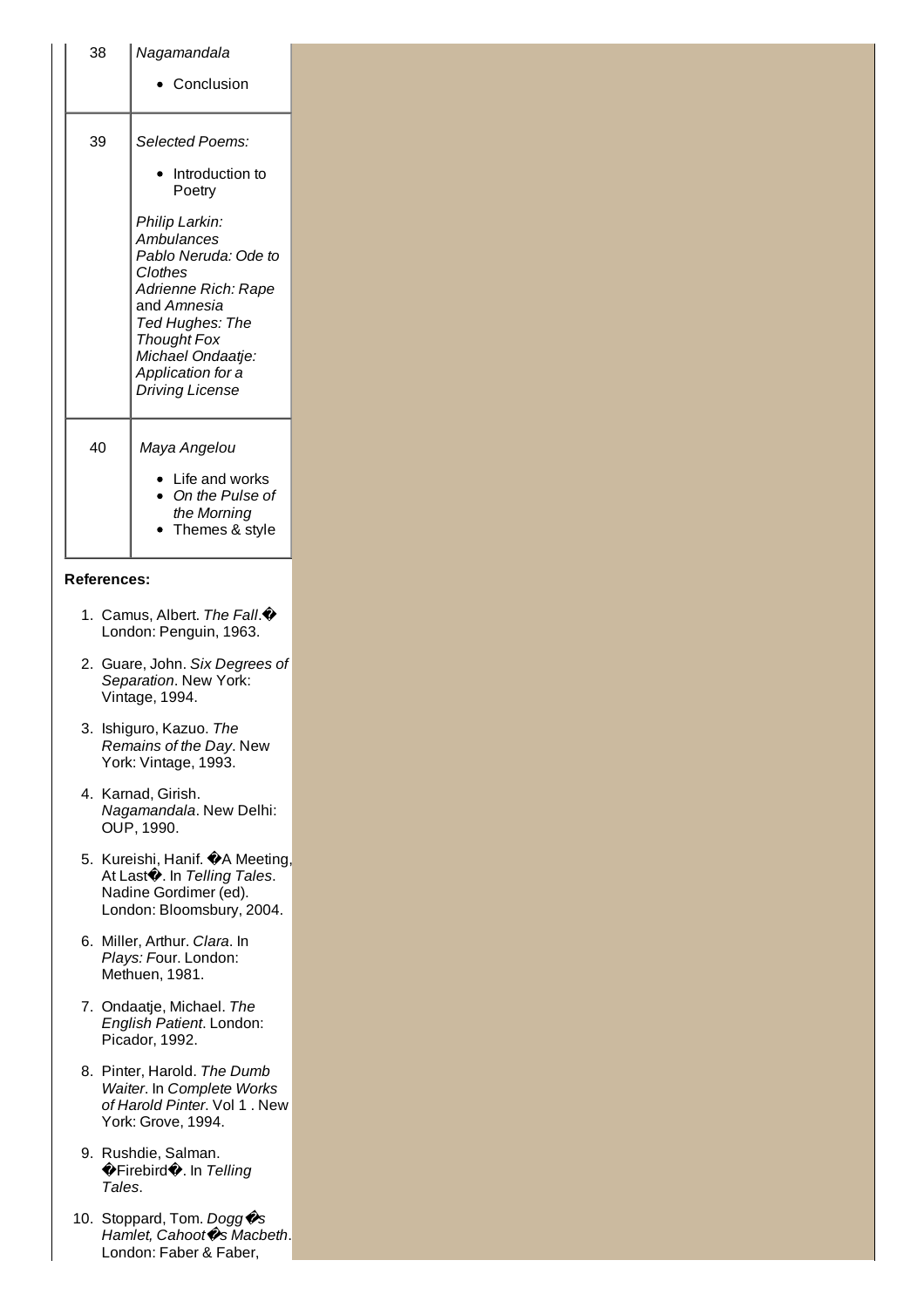| | |
|---|---|
| 38 | *Nagamandala*<br>• Conclusion |
| 39 | *Selected Poems:*<br>• Introduction to Poetry<br>*Philip Larkin: Ambulances*<br>*Pablo Neruda: Ode to Clothes*<br>*Adrienne Rich: Rape* and *Amnesia*<br>*Ted Hughes: The Thought Fox*<br>*Michael Ondaatje: Application for a Driving License* |
| 40 | *Maya Angelou*<br>• Life and works<br>• *On the Pulse of the Morning*<br>• Themes & style |

**References:**

1. Camus, Albert. *The Fall*.� London: Penguin, 1963.
2. Guare, John. *Six Degrees of Separation*. New York: Vintage, 1994.
3. Ishiguro, Kazuo. *The Remains of the Day*. New York: Vintage, 1993.
4. Karnad, Girish. *Nagamandala*. New Delhi: OUP, 1990.
5. Kureishi, Hanif. �A Meeting, At Last�. In *Telling Tales*. Nadine Gordimer (ed). London: Bloomsbury, 2004.
6. Miller, Arthur. *Clara*. In *Plays: F*our. London: Methuen, 1981.
7. Ondaatje, Michael. *The English Patient*. London: Picador, 1992.
8. Pinter, Harold. *The Dumb Waiter*. In *Complete Works of Harold Pinter*. Vol 1 . New York: Grove, 1994.
9. Rushdie, Salman. �Firebird�. In *Telling Tales*.
10. Stoppard, Tom. *Dogg�s Hamlet, Cahoot�s Macbeth*. London: Faber & Faber,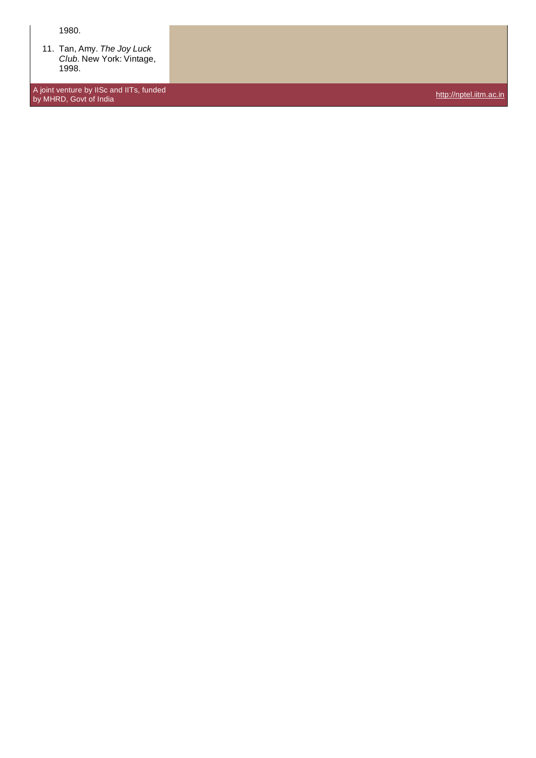1980.

11. Tan, Amy. *The Joy Luck Club*. New York: Vintage, 1998.